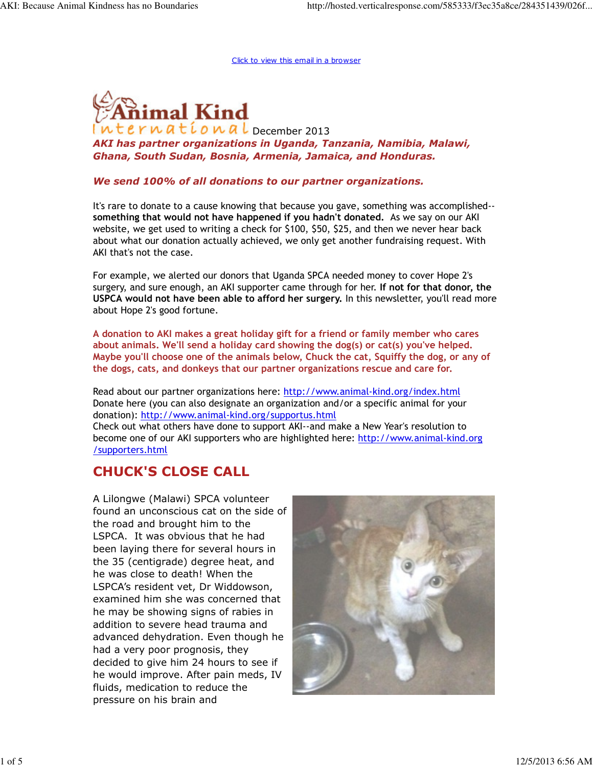Click to view this email in a browser

Animal Kind International December 2013

***AKI has partner organizations in Uganda, Tanzania, Namibia, Malawi, Ghana, South Sudan, Bosnia, Armenia, Jamaica, and Honduras.***

***We send 100% of all donations to our partner organizations.***

It's rare to donate to a cause knowing that because you gave, something was accomplished-- **something that would not have happened if you hadn't donated.** As we say on our AKI website, we get used to writing a check for $100, $50, $25, and then we never hear back about what our donation actually achieved, we only get another fundraising request. With AKI that's not the case.

For example, we alerted our donors that Uganda SPCA needed money to cover Hope 2's surgery, and sure enough, an AKI supporter came through for her. **If not for that donor, the USPCA would not have been able to afford her surgery.** In this newsletter, you'll read more about Hope 2's good fortune.

**A donation to AKI makes a great holiday gift for a friend or family member who cares about animals. We'll send a holiday card showing the dog(s) or cat(s) you've helped. Maybe you'll choose one of the animals below, Chuck the cat, Squiffy the dog, or any of the dogs, cats, and donkeys that our partner organizations rescue and care for.**

Read about our partner organizations here: http://www.animal-kind.org/index.html
Donate here (you can also designate an organization and/or a specific animal for your donation): http://www.animal-kind.org/supportus.html
Check out what others have done to support AKI--and make a New Year's resolution to become one of our AKI supporters who are highlighted here: http://www.animal-kind.org/supporters.html

## CHUCK'S CLOSE CALL

A Lilongwe (Malawi) SPCA volunteer found an unconscious cat on the side of the road and brought him to the LSPCA. It was obvious that he had been laying there for several hours in the 35 (centigrade) degree heat, and he was close to death! When the LSPCA's resident vet, Dr Widdowson, examined him she was concerned that he may be showing signs of rabies in addition to severe head trauma and advanced dehydration. Even though he had a very poor prognosis, they decided to give him 24 hours to see if he would improve. After pain meds, IV fluids, medication to reduce the pressure on his brain and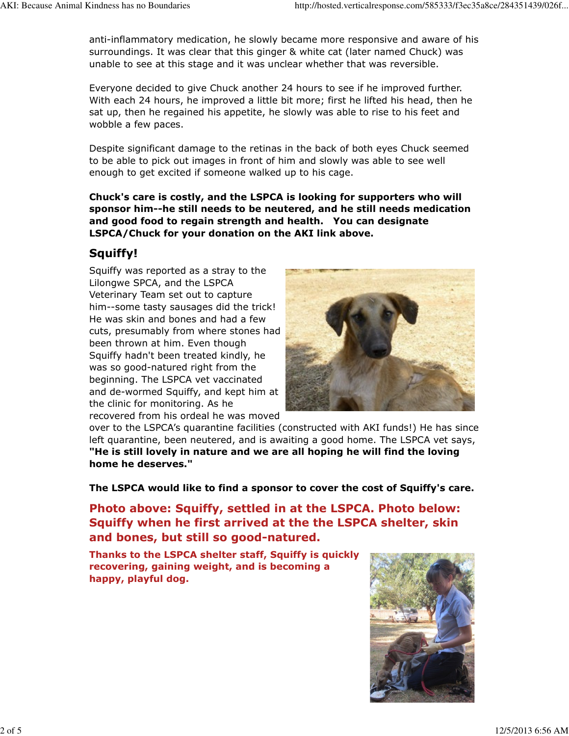anti-inflammatory medication, he slowly became more responsive and aware of his surroundings. It was clear that this ginger & white cat (later named Chuck) was unable to see at this stage and it was unclear whether that was reversible.

Everyone decided to give Chuck another 24 hours to see if he improved further. With each 24 hours, he improved a little bit more; first he lifted his head, then he sat up, then he regained his appetite, he slowly was able to rise to his feet and wobble a few paces.

Despite significant damage to the retinas in the back of both eyes Chuck seemed to be able to pick out images in front of him and slowly was able to see well enough to get excited if someone walked up to his cage.

**Chuck's care is costly, and the LSPCA is looking for supporters who will sponsor him--he still needs to be neutered, and he still needs medication and good food to regain strength and health. You can designate LSPCA/Chuck for your donation on the AKI link above.**

## Squiffy!

Squiffy was reported as a stray to the Lilongwe SPCA, and the LSPCA Veterinary Team set out to capture him--some tasty sausages did the trick! He was skin and bones and had a few cuts, presumably from where stones had been thrown at him. Even though Squiffy hadn't been treated kindly, he was so good-natured right from the beginning. The LSPCA vet vaccinated and de-wormed Squiffy, and kept him at the clinic for monitoring. As he recovered from his ordeal he was moved over to the LSPCA's quarantine facilities (constructed with AKI funds!) He has since left quarantine, been neutered, and is awaiting a good home. The LSPCA vet says, **"He is still lovely in nature and we are all hoping he will find the loving home he deserves."**

**The LSPCA would like to find a sponsor to cover the cost of Squiffy's care.**

### Photo above: Squiffy, settled in at the LSPCA. Photo below: Squiffy when he first arrived at the the LSPCA shelter, skin and bones, but still so good-natured.

**Thanks to the LSPCA shelter staff, Squiffy is quickly recovering, gaining weight, and is becoming a happy, playful dog.**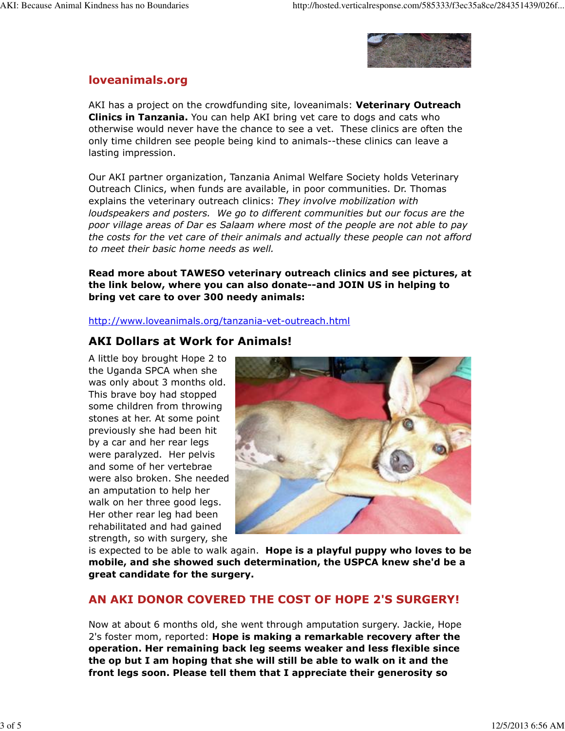## loveanimals.org

AKI has a project on the crowdfunding site, loveanimals: **Veterinary Outreach Clinics in Tanzania.** You can help AKI bring vet care to dogs and cats who otherwise would never have the chance to see a vet. These clinics are often the only time children see people being kind to animals--these clinics can leave a lasting impression.

Our AKI partner organization, Tanzania Animal Welfare Society holds Veterinary Outreach Clinics, when funds are available, in poor communities. Dr. Thomas explains the veterinary outreach clinics: *They involve mobilization with loudspeakers and posters. We go to different communities but our focus are the poor village areas of Dar es Salaam where most of the people are not able to pay the costs for the vet care of their animals and actually these people can not afford to meet their basic home needs as well.*

**Read more about TAWESO veterinary outreach clinics and see pictures, at the link below, where you can also donate--and JOIN US in helping to bring vet care to over 300 needy animals:**

http://www.loveanimals.org/tanzania-vet-outreach.html

## AKI Dollars at Work for Animals!

A little boy brought Hope 2 to the Uganda SPCA when she was only about 3 months old. This brave boy had stopped some children from throwing stones at her. At some point previously she had been hit by a car and her rear legs were paralyzed. Her pelvis and some of her vertebrae were also broken. She needed an amputation to help her walk on her three good legs. Her other rear leg had been rehabilitated and had gained strength, so with surgery, she is expected to be able to walk again. **Hope is a playful puppy who loves to be mobile, and she showed such determination, the USPCA knew she'd be a great candidate for the surgery.**

## AN AKI DONOR COVERED THE COST OF HOPE 2'S SURGERY!

Now at about 6 months old, she went through amputation surgery. Jackie, Hope 2's foster mom, reported: **Hope is making a remarkable recovery after the operation. Her remaining back leg seems weaker and less flexible since the op but I am hoping that she will still be able to walk on it and the front legs soon. Please tell them that I appreciate their generosity so**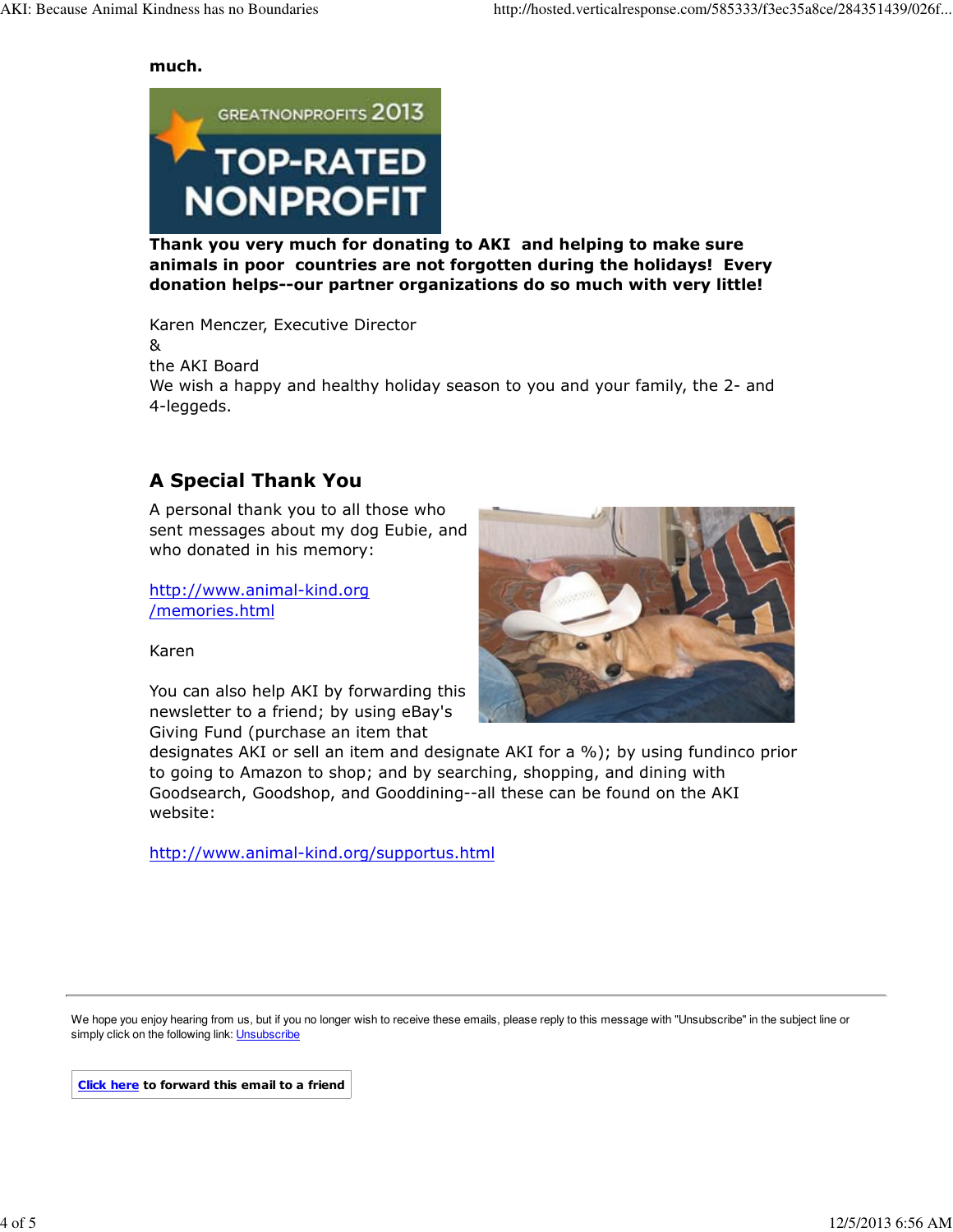**much.**

**Thank you very much for donating to AKI and helping to make sure animals in poor countries are not forgotten during the holidays! Every donation helps--our partner organizations do so much with very little!**

Karen Menczer, Executive Director
&
the AKI Board
We wish a happy and healthy holiday season to you and your family, the 2- and 4-leggeds.

## A Special Thank You

A personal thank you to all those who sent messages about my dog Eubie, and who donated in his memory:

[http://www.animal-kind.org/memories.html](http://www.animal-kind.org/memories.html)

Karen

You can also help AKI by forwarding this newsletter to a friend; by using eBay's Giving Fund (purchase an item that designates AKI or sell an item and designate AKI for a %); by using fundinco prior to going to Amazon to shop; and by searching, shopping, and dining with Goodsearch, Goodshop, and Gooddining--all these can be found on the AKI website:

[http://www.animal-kind.org/supportus.html](http://www.animal-kind.org/supportus.html)

---

We hope you enjoy hearing from us, but if you no longer wish to receive these emails, please reply to this message with "Unsubscribe" in the subject line or simply click on the following link: Unsubscribe

**Click here to forward this email to a friend**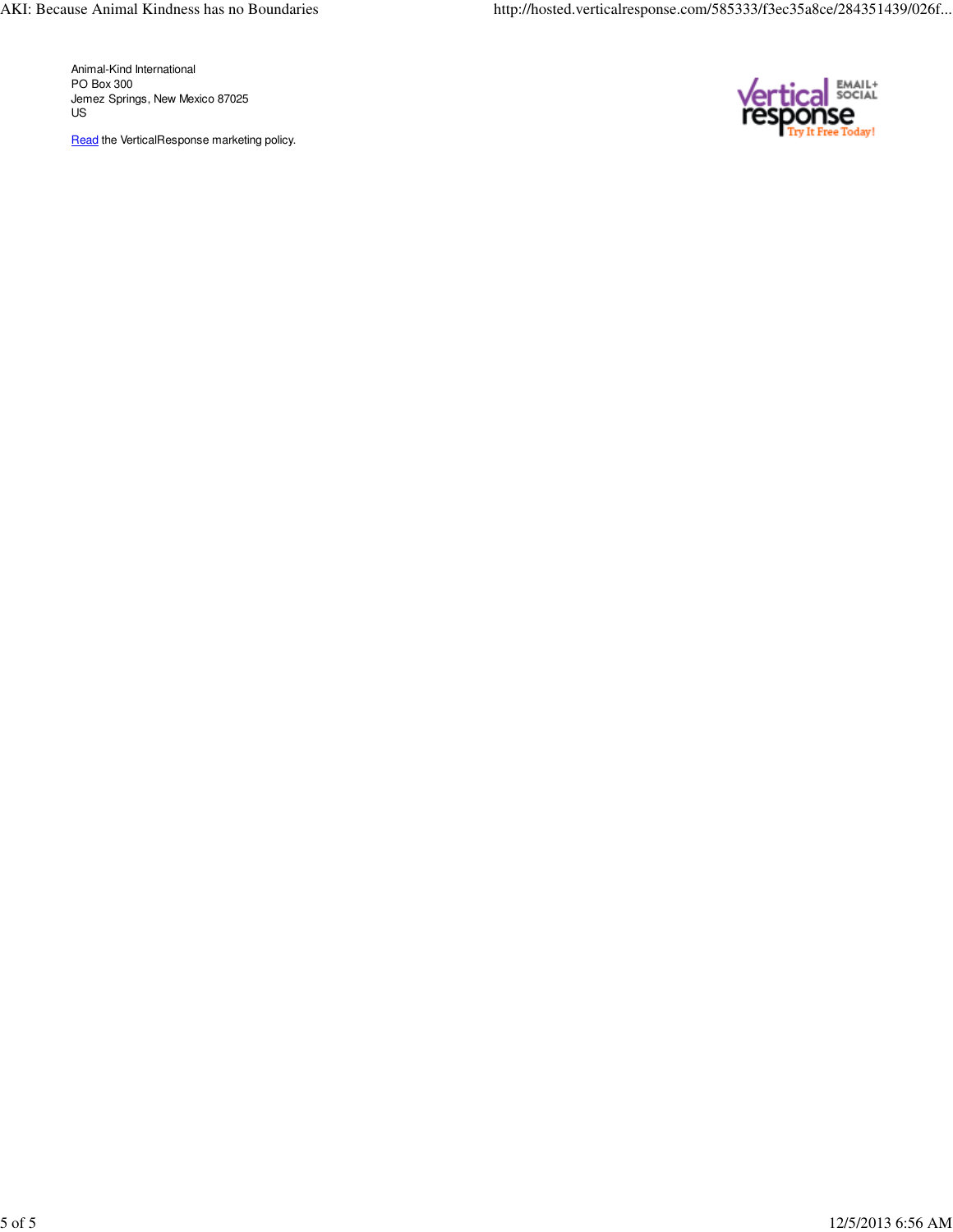Animal-Kind International
PO Box 300
Jemez Springs, New Mexico 87025
US

Read the VerticalResponse marketing policy.